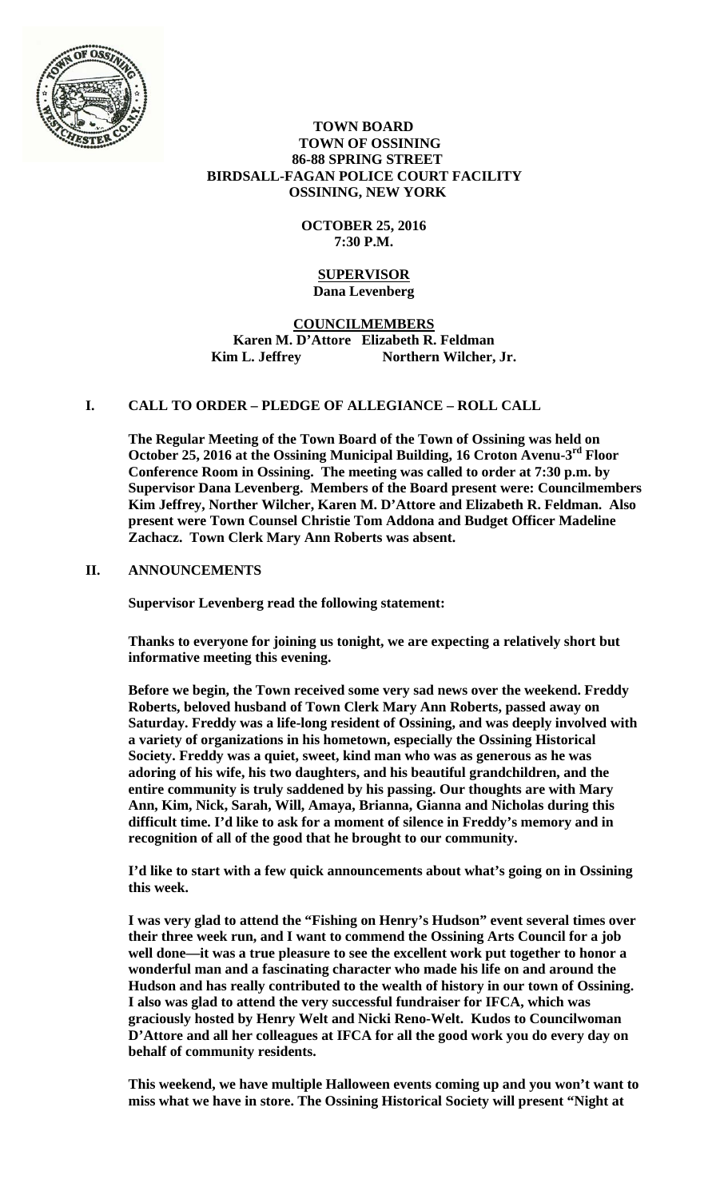**TOWN BOARD**
**TOWN OF OSSINING**
**86-88 SPRING STREET**
**BIRDSALL-FAGAN POLICE COURT FACILITY**
**OSSINING, NEW YORK**

**OCTOBER 25, 2016**
**7:30 P.M.**

**SUPERVISOR**
**Dana Levenberg**

**COUNCILMEMBERS**
**Karen M. D'Attore Elizabeth R. Feldman**
**Kim L. Jeffrey Northern Wilcher, Jr.**

## I. CALL TO ORDER – PLEDGE OF ALLEGIANCE – ROLL CALL

**The Regular Meeting of the Town Board of the Town of Ossining was held on October 25, 2016 at the Ossining Municipal Building, 16 Croton Avenu-3rd Floor Conference Room in Ossining. The meeting was called to order at 7:30 p.m. by Supervisor Dana Levenberg. Members of the Board present were: Councilmembers Kim Jeffrey, Norther Wilcher, Karen M. D'Attore and Elizabeth R. Feldman. Also present were Town Counsel Christie Tom Addona and Budget Officer Madeline Zachacz. Town Clerk Mary Ann Roberts was absent.**

## II. ANNOUNCEMENTS

**Supervisor Levenberg read the following statement:**

**Thanks to everyone for joining us tonight, we are expecting a relatively short but informative meeting this evening.**

**Before we begin, the Town received some very sad news over the weekend. Freddy Roberts, beloved husband of Town Clerk Mary Ann Roberts, passed away on Saturday. Freddy was a life-long resident of Ossining, and was deeply involved with a variety of organizations in his hometown, especially the Ossining Historical Society. Freddy was a quiet, sweet, kind man who was as generous as he was adoring of his wife, his two daughters, and his beautiful grandchildren, and the entire community is truly saddened by his passing. Our thoughts are with Mary Ann, Kim, Nick, Sarah, Will, Amaya, Brianna, Gianna and Nicholas during this difficult time. I'd like to ask for a moment of silence in Freddy's memory and in recognition of all of the good that he brought to our community.**

**I'd like to start with a few quick announcements about what's going on in Ossining this week.**

**I was very glad to attend the "Fishing on Henry's Hudson" event several times over their three week run, and I want to commend the Ossining Arts Council for a job well done—it was a true pleasure to see the excellent work put together to honor a wonderful man and a fascinating character who made his life on and around the Hudson and has really contributed to the wealth of history in our town of Ossining. I also was glad to attend the very successful fundraiser for IFCA, which was graciously hosted by Henry Welt and Nicki Reno-Welt. Kudos to Councilwoman D'Attore and all her colleagues at IFCA for all the good work you do every day on behalf of community residents.**

**This weekend, we have multiple Halloween events coming up and you won't want to miss what we have in store. The Ossining Historical Society will present "Night at**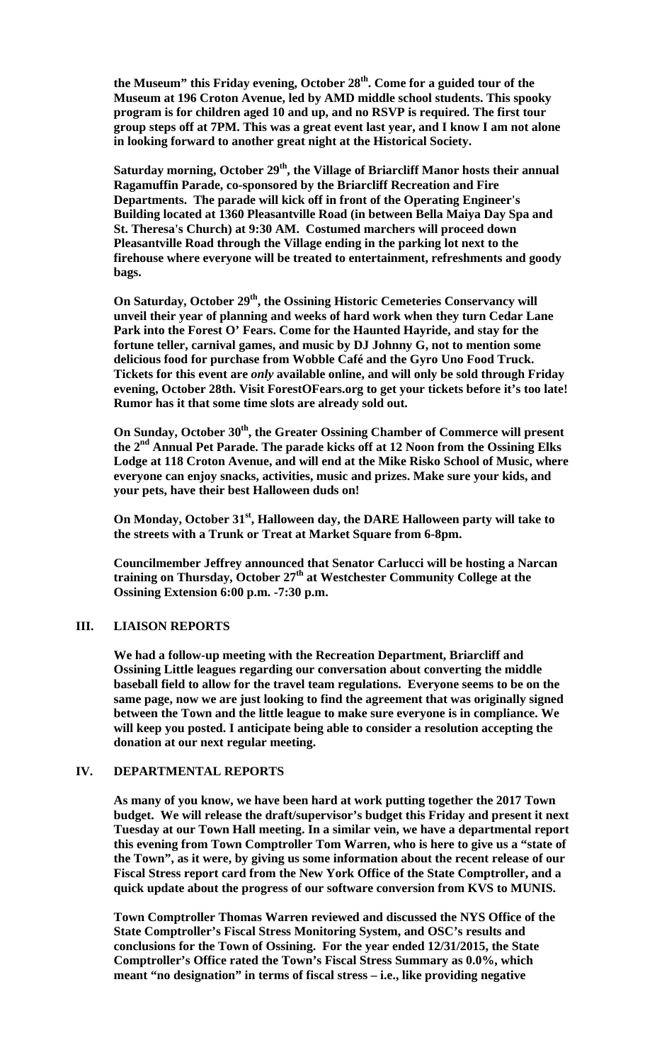**the Museum" this Friday evening, October 28th. Come for a guided tour of the Museum at 196 Croton Avenue, led by AMD middle school students. This spooky program is for children aged 10 and up, and no RSVP is required. The first tour group steps off at 7PM. This was a great event last year, and I know I am not alone in looking forward to another great night at the Historical Society.**

**Saturday morning, October 29th, the Village of Briarcliff Manor hosts their annual Ragamuffin Parade, co-sponsored by the Briarcliff Recreation and Fire Departments. The parade will kick off in front of the Operating Engineer's Building located at 1360 Pleasantville Road (in between Bella Maiya Day Spa and St. Theresa's Church) at 9:30 AM. Costumed marchers will proceed down Pleasantville Road through the Village ending in the parking lot next to the firehouse where everyone will be treated to entertainment, refreshments and goody bags.**

**On Saturday, October 29th, the Ossining Historic Cemeteries Conservancy will unveil their year of planning and weeks of hard work when they turn Cedar Lane Park into the Forest O' Fears. Come for the Haunted Hayride, and stay for the fortune teller, carnival games, and music by DJ Johnny G, not to mention some delicious food for purchase from Wobble Café and the Gyro Uno Food Truck. Tickets for this event are *only* available online, and will only be sold through Friday evening, October 28th. Visit ForestOFears.org to get your tickets before it's too late! Rumor has it that some time slots are already sold out.**

**On Sunday, October 30th, the Greater Ossining Chamber of Commerce will present the 2nd Annual Pet Parade. The parade kicks off at 12 Noon from the Ossining Elks Lodge at 118 Croton Avenue, and will end at the Mike Risko School of Music, where everyone can enjoy snacks, activities, music and prizes. Make sure your kids, and your pets, have their best Halloween duds on!**

**On Monday, October 31st, Halloween day, the DARE Halloween party will take to the streets with a Trunk or Treat at Market Square from 6-8pm.**

**Councilmember Jeffrey announced that Senator Carlucci will be hosting a Narcan training on Thursday, October 27th at Westchester Community College at the Ossining Extension 6:00 p.m. -7:30 p.m.**

## III. LIAISON REPORTS

**We had a follow-up meeting with the Recreation Department, Briarcliff and Ossining Little leagues regarding our conversation about converting the middle baseball field to allow for the travel team regulations. Everyone seems to be on the same page, now we are just looking to find the agreement that was originally signed between the Town and the little league to make sure everyone is in compliance. We will keep you posted. I anticipate being able to consider a resolution accepting the donation at our next regular meeting.**

## IV. DEPARTMENTAL REPORTS

**As many of you know, we have been hard at work putting together the 2017 Town budget. We will release the draft/supervisor's budget this Friday and present it next Tuesday at our Town Hall meeting. In a similar vein, we have a departmental report this evening from Town Comptroller Tom Warren, who is here to give us a "state of the Town", as it were, by giving us some information about the recent release of our Fiscal Stress report card from the New York Office of the State Comptroller, and a quick update about the progress of our software conversion from KVS to MUNIS.**

**Town Comptroller Thomas Warren reviewed and discussed the NYS Office of the State Comptroller's Fiscal Stress Monitoring System, and OSC's results and conclusions for the Town of Ossining. For the year ended 12/31/2015, the State Comptroller's Office rated the Town's Fiscal Stress Summary as 0.0%, which meant "no designation" in terms of fiscal stress – i.e., like providing negative**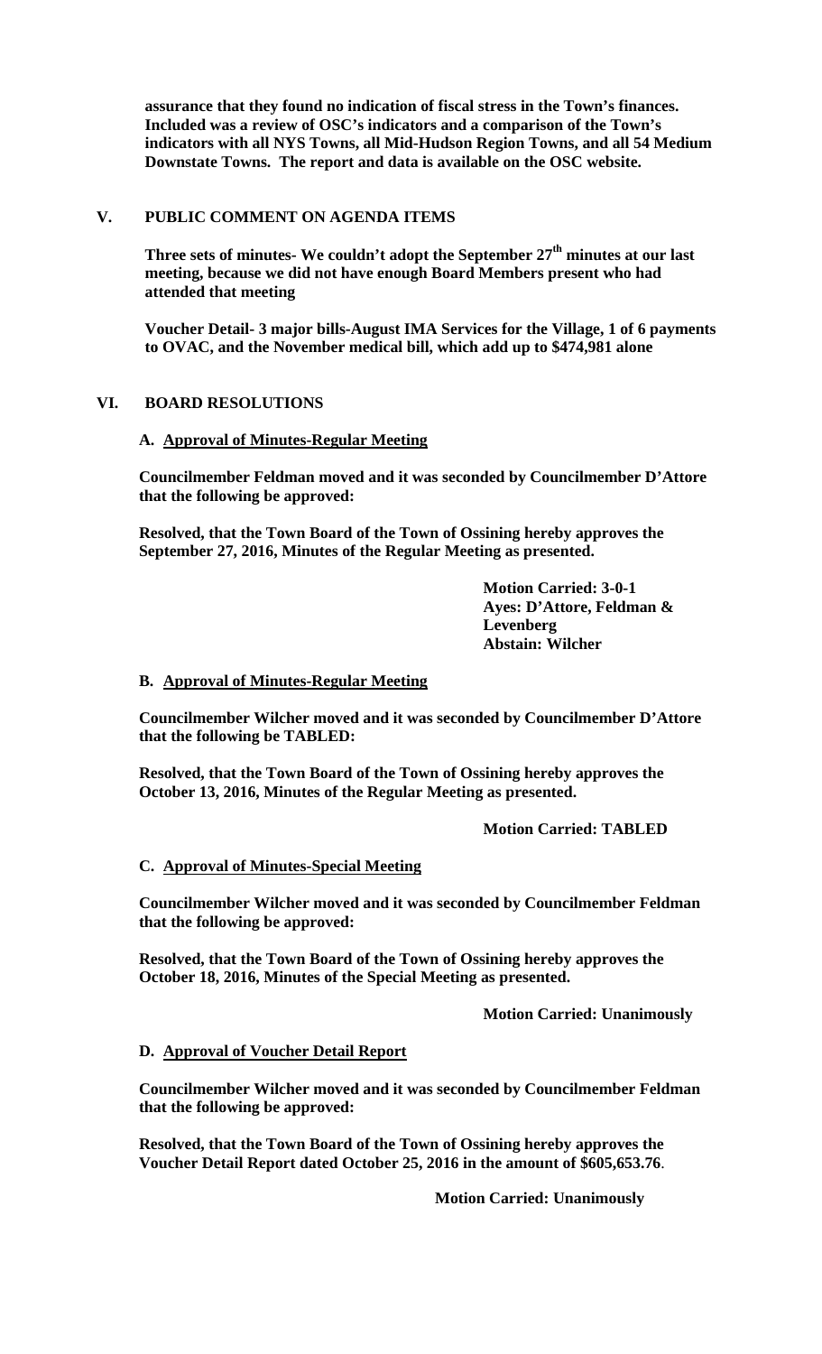**assurance that they found no indication of fiscal stress in the Town's finances. Included was a review of OSC's indicators and a comparison of the Town's indicators with all NYS Towns, all Mid-Hudson Region Towns, and all 54 Medium Downstate Towns. The report and data is available on the OSC website.**

## V. PUBLIC COMMENT ON AGENDA ITEMS

**Three sets of minutes- We couldn't adopt the September 27th minutes at our last meeting, because we did not have enough Board Members present who had attended that meeting**

**Voucher Detail- 3 major bills-August IMA Services for the Village, 1 of 6 payments to OVAC, and the November medical bill, which add up to $474,981 alone**

## VI. BOARD RESOLUTIONS

### A. Approval of Minutes-Regular Meeting

**Councilmember Feldman moved and it was seconded by Councilmember D'Attore that the following be approved:**

**Resolved, that the Town Board of the Town of Ossining hereby approves the September 27, 2016, Minutes of the Regular Meeting as presented.**

**Motion Carried: 3-0-1**
**Ayes: D'Attore, Feldman & Levenberg**
**Abstain: Wilcher**

### B. Approval of Minutes-Regular Meeting

**Councilmember Wilcher moved and it was seconded by Councilmember D'Attore that the following be TABLED:**

**Resolved, that the Town Board of the Town of Ossining hereby approves the October 13, 2016, Minutes of the Regular Meeting as presented.**

**Motion Carried: TABLED**

### C. Approval of Minutes-Special Meeting

**Councilmember Wilcher moved and it was seconded by Councilmember Feldman that the following be approved:**

**Resolved, that the Town Board of the Town of Ossining hereby approves the October 18, 2016, Minutes of the Special Meeting as presented.**

**Motion Carried: Unanimously**

### D. Approval of Voucher Detail Report

**Councilmember Wilcher moved and it was seconded by Councilmember Feldman that the following be approved:**

**Resolved, that the Town Board of the Town of Ossining hereby approves the Voucher Detail Report dated October 25, 2016 in the amount of $605,653.76.**

**Motion Carried: Unanimously**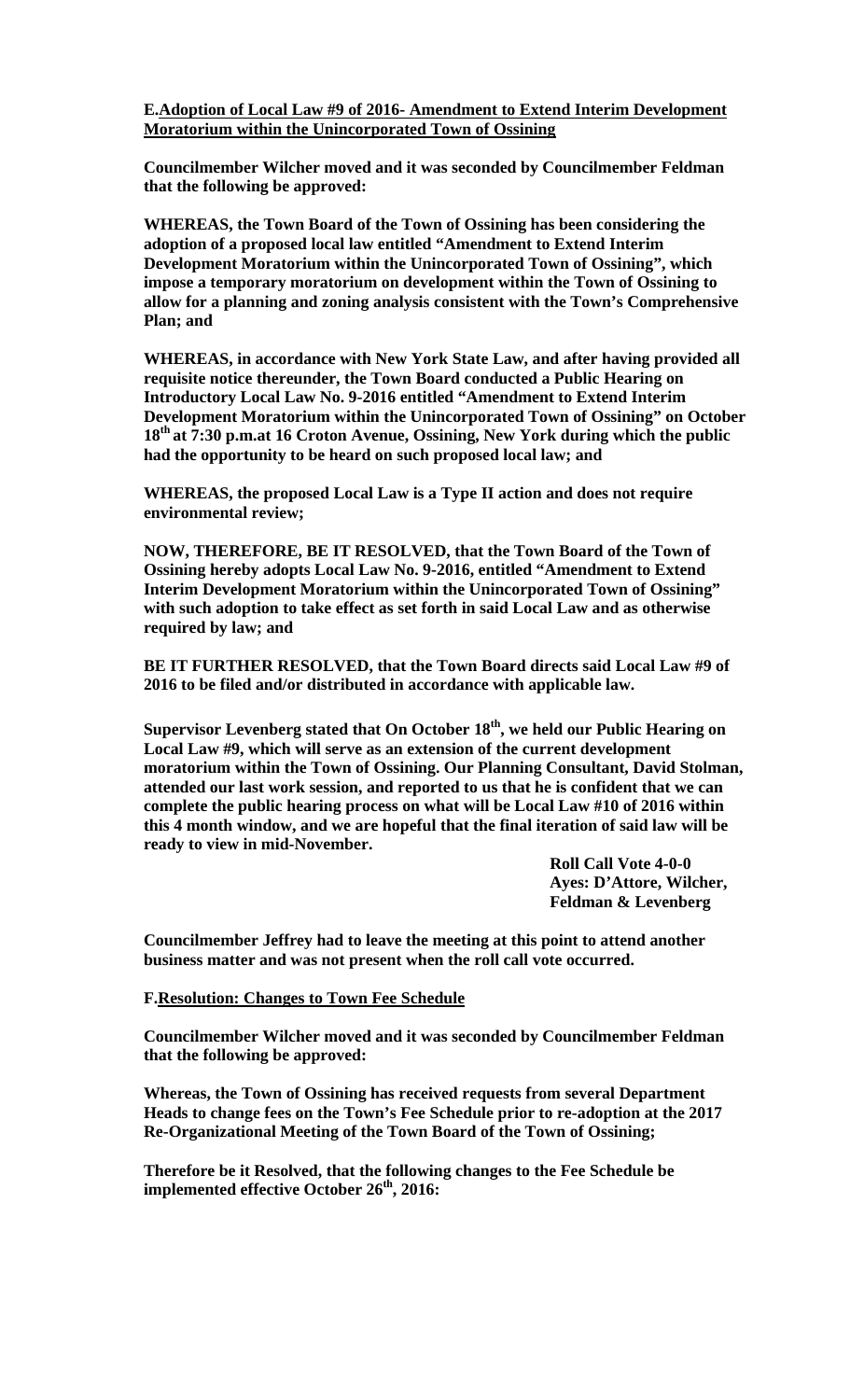**E. Adoption of Local Law #9 of 2016- Amendment to Extend Interim Development Moratorium within the Unincorporated Town of Ossining**

**Councilmember Wilcher moved and it was seconded by Councilmember Feldman that the following be approved:**

**WHEREAS, the Town Board of the Town of Ossining has been considering the adoption of a proposed local law entitled "Amendment to Extend Interim Development Moratorium within the Unincorporated Town of Ossining", which impose a temporary moratorium on development within the Town of Ossining to allow for a planning and zoning analysis consistent with the Town's Comprehensive Plan; and**

**WHEREAS, in accordance with New York State Law, and after having provided all requisite notice thereunder, the Town Board conducted a Public Hearing on Introductory Local Law No. 9-2016 entitled "Amendment to Extend Interim Development Moratorium within the Unincorporated Town of Ossining" on October 18th at 7:30 p.m.at 16 Croton Avenue, Ossining, New York during which the public had the opportunity to be heard on such proposed local law; and**

**WHEREAS, the proposed Local Law is a Type II action and does not require environmental review;**

**NOW, THEREFORE, BE IT RESOLVED, that the Town Board of the Town of Ossining hereby adopts Local Law No. 9-2016, entitled "Amendment to Extend Interim Development Moratorium within the Unincorporated Town of Ossining" with such adoption to take effect as set forth in said Local Law and as otherwise required by law; and**

**BE IT FURTHER RESOLVED, that the Town Board directs said Local Law #9 of 2016 to be filed and/or distributed in accordance with applicable law.**

**Supervisor Levenberg stated that On October 18th, we held our Public Hearing on Local Law #9, which will serve as an extension of the current development moratorium within the Town of Ossining. Our Planning Consultant, David Stolman, attended our last work session, and reported to us that he is confident that we can complete the public hearing process on what will be Local Law #10 of 2016 within this 4 month window, and we are hopeful that the final iteration of said law will be ready to view in mid-November.**

**Roll Call Vote 4-0-0**
**Ayes: D'Attore, Wilcher, Feldman & Levenberg**

**Councilmember Jeffrey had to leave the meeting at this point to attend another business matter and was not present when the roll call vote occurred.**

**F. Resolution: Changes to Town Fee Schedule**

**Councilmember Wilcher moved and it was seconded by Councilmember Feldman that the following be approved:**

**Whereas, the Town of Ossining has received requests from several Department Heads to change fees on the Town's Fee Schedule prior to re-adoption at the 2017 Re-Organizational Meeting of the Town Board of the Town of Ossining;**

**Therefore be it Resolved, that the following changes to the Fee Schedule be implemented effective October 26th, 2016:**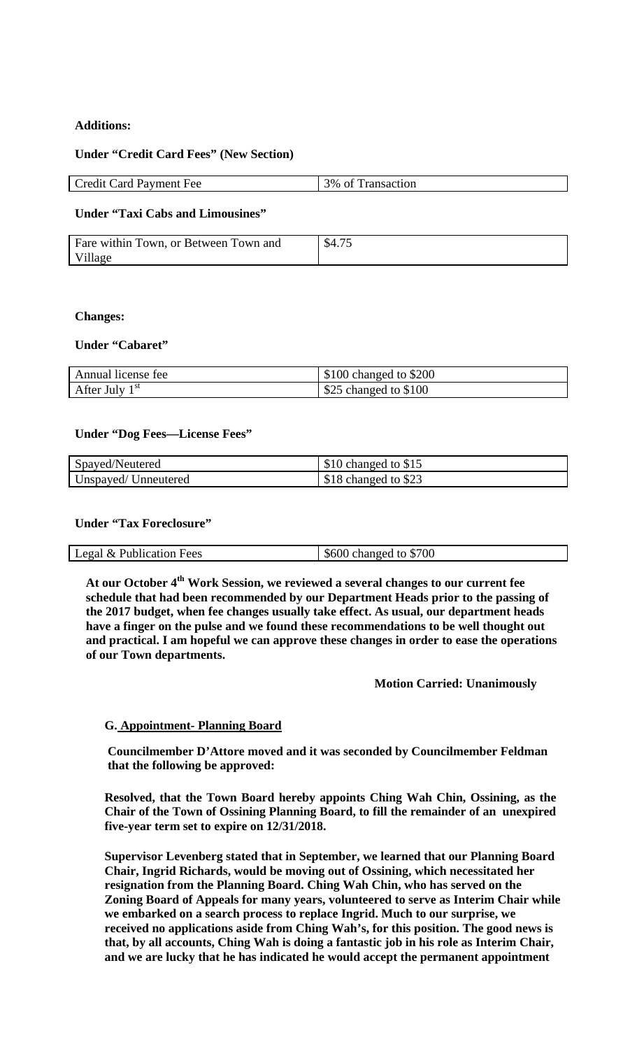**Additions:**

**Under "Credit Card Fees" (New Section)**

| Credit Card Payment Fee | 3% of Transaction |
|---|---|

**Under "Taxi Cabs and Limousines"**

| Fare within Town, or Between Town and Village | $4.75 |
|---|---|

**Changes:**

**Under "Cabaret"**

| Annual license fee | $100 changed to $200 |
|---|---|
| After July 1st | $25 changed to $100 |

**Under "Dog Fees—License Fees"**

| Spayed/Neutered | $10 changed to $15 |
|---|---|
| Unspayed/ Unneutered | $18 changed to $23 |

**Under "Tax Foreclosure"**

| Legal & Publication Fees | $600 changed to $700 |
|---|---|

**At our October 4th Work Session, we reviewed a several changes to our current fee schedule that had been recommended by our Department Heads prior to the passing of the 2017 budget, when fee changes usually take effect. As usual, our department heads have a finger on the pulse and we found these recommendations to be well thought out and practical. I am hopeful we can approve these changes in order to ease the operations of our Town departments.**

**Motion Carried: Unanimously**

**G. Appointment- Planning Board**

**Councilmember D'Attore moved and it was seconded by Councilmember Feldman that the following be approved:**

**Resolved, that the Town Board hereby appoints Ching Wah Chin, Ossining, as the Chair of the Town of Ossining Planning Board, to fill the remainder of an unexpired five-year term set to expire on 12/31/2018.**

**Supervisor Levenberg stated that in September, we learned that our Planning Board Chair, Ingrid Richards, would be moving out of Ossining, which necessitated her resignation from the Planning Board. Ching Wah Chin, who has served on the Zoning Board of Appeals for many years, volunteered to serve as Interim Chair while we embarked on a search process to replace Ingrid. Much to our surprise, we received no applications aside from Ching Wah's, for this position. The good news is that, by all accounts, Ching Wah is doing a fantastic job in his role as Interim Chair, and we are lucky that he has indicated he would accept the permanent appointment**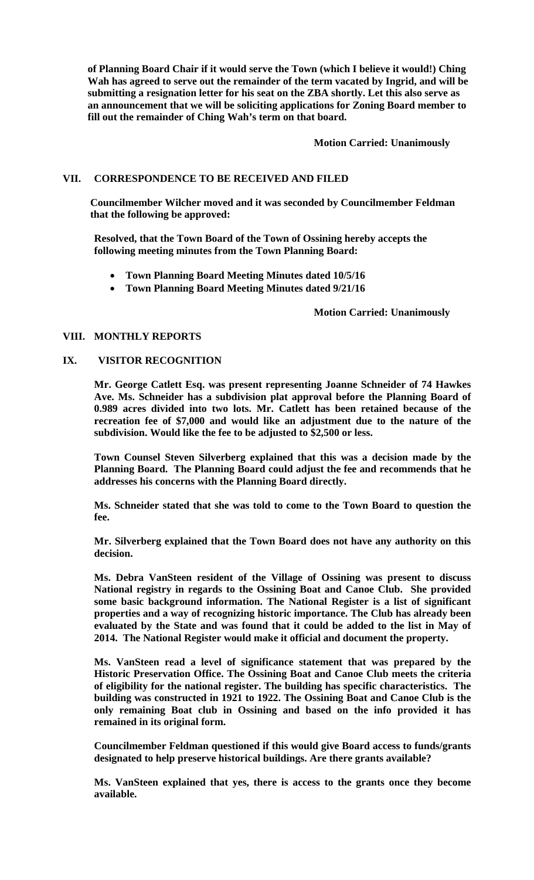**of Planning Board Chair if it would serve the Town (which I believe it would!) Ching Wah has agreed to serve out the remainder of the term vacated by Ingrid, and will be submitting a resignation letter for his seat on the ZBA shortly. Let this also serve as an announcement that we will be soliciting applications for Zoning Board member to fill out the remainder of Ching Wah's term on that board.**

**Motion Carried: Unanimously**

## VII. CORRESPONDENCE TO BE RECEIVED AND FILED

**Councilmember Wilcher moved and it was seconded by Councilmember Feldman that the following be approved:**

**Resolved, that the Town Board of the Town of Ossining hereby accepts the following meeting minutes from the Town Planning Board:**

- **Town Planning Board Meeting Minutes dated 10/5/16**
- **Town Planning Board Meeting Minutes dated 9/21/16**

**Motion Carried: Unanimously**

## VIII. MONTHLY REPORTS

## IX. VISITOR RECOGNITION

**Mr. George Catlett Esq. was present representing Joanne Schneider of 74 Hawkes Ave. Ms. Schneider has a subdivision plat approval before the Planning Board of 0.989 acres divided into two lots. Mr. Catlett has been retained because of the recreation fee of $7,000 and would like an adjustment due to the nature of the subdivision. Would like the fee to be adjusted to $2,500 or less.**

**Town Counsel Steven Silverberg explained that this was a decision made by the Planning Board. The Planning Board could adjust the fee and recommends that he addresses his concerns with the Planning Board directly.**

**Ms. Schneider stated that she was told to come to the Town Board to question the fee.**

**Mr. Silverberg explained that the Town Board does not have any authority on this decision.**

**Ms. Debra VanSteen resident of the Village of Ossining was present to discuss National registry in regards to the Ossining Boat and Canoe Club. She provided some basic background information. The National Register is a list of significant properties and a way of recognizing historic importance. The Club has already been evaluated by the State and was found that it could be added to the list in May of 2014. The National Register would make it official and document the property.**

**Ms. VanSteen read a level of significance statement that was prepared by the Historic Preservation Office. The Ossining Boat and Canoe Club meets the criteria of eligibility for the national register. The building has specific characteristics. The building was constructed in 1921 to 1922. The Ossining Boat and Canoe Club is the only remaining Boat club in Ossining and based on the info provided it has remained in its original form.**

**Councilmember Feldman questioned if this would give Board access to funds/grants designated to help preserve historical buildings. Are there grants available?**

**Ms. VanSteen explained that yes, there is access to the grants once they become available.**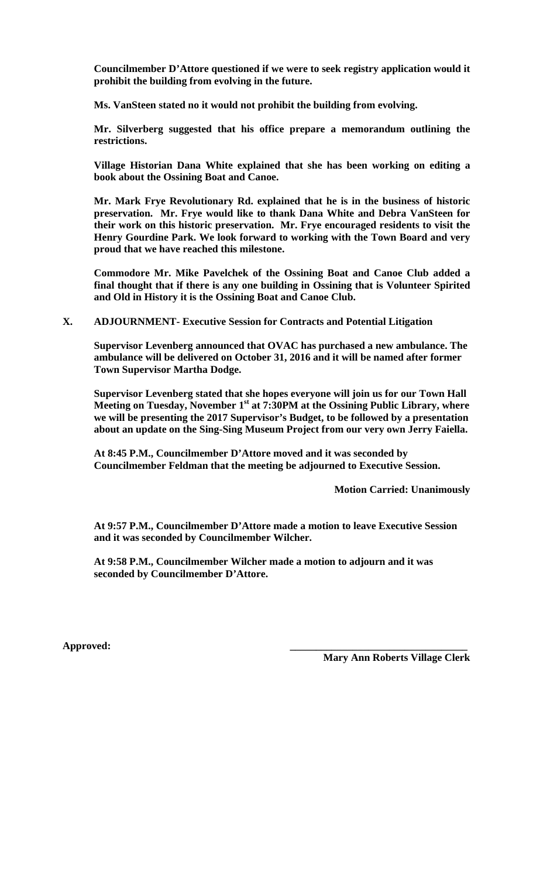**Councilmember D'Attore questioned if we were to seek registry application would it prohibit the building from evolving in the future.**

**Ms. VanSteen stated no it would not prohibit the building from evolving.**

**Mr. Silverberg suggested that his office prepare a memorandum outlining the restrictions.**

**Village Historian Dana White explained that she has been working on editing a book about the Ossining Boat and Canoe.**

**Mr. Mark Frye Revolutionary Rd. explained that he is in the business of historic preservation. Mr. Frye would like to thank Dana White and Debra VanSteen for their work on this historic preservation. Mr. Frye encouraged residents to visit the Henry Gourdine Park. We look forward to working with the Town Board and very proud that we have reached this milestone.**

**Commodore Mr. Mike Pavelchek of the Ossining Boat and Canoe Club added a final thought that if there is any one building in Ossining that is Volunteer Spirited and Old in History it is the Ossining Boat and Canoe Club.**

**X. ADJOURNMENT- Executive Session for Contracts and Potential Litigation**

**Supervisor Levenberg announced that OVAC has purchased a new ambulance. The ambulance will be delivered on October 31, 2016 and it will be named after former Town Supervisor Martha Dodge.**

**Supervisor Levenberg stated that she hopes everyone will join us for our Town Hall Meeting on Tuesday, November 1st at 7:30PM at the Ossining Public Library, where we will be presenting the 2017 Supervisor's Budget, to be followed by a presentation about an update on the Sing-Sing Museum Project from our very own Jerry Faiella.**

**At 8:45 P.M., Councilmember D'Attore moved and it was seconded by Councilmember Feldman that the meeting be adjourned to Executive Session.**

**Motion Carried: Unanimously**

**At 9:57 P.M., Councilmember D'Attore made a motion to leave Executive Session and it was seconded by Councilmember Wilcher.**

**At 9:58 P.M., Councilmember Wilcher made a motion to adjourn and it was seconded by Councilmember D'Attore.**

**Approved:** \_\_\_\_\_\_\_\_\_\_\_\_\_\_\_\_\_\_\_\_\_\_\_\_\_\_\_\_\_\_\_\_\_\_

**Mary Ann Roberts Village Clerk**